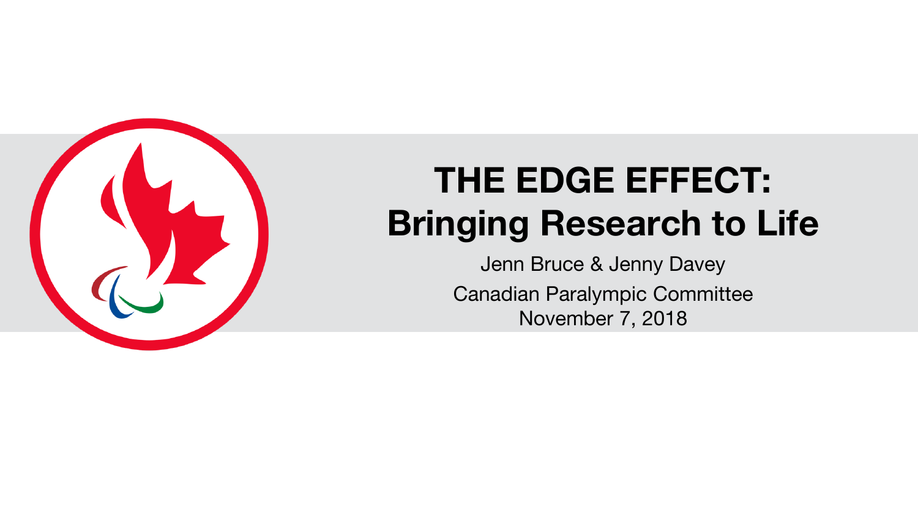# THE EDGE EFFECT: Bringing Research to Life

Jenn Bruce & Jenny Davey

Canadian Paralympic Committee

November 7, 2018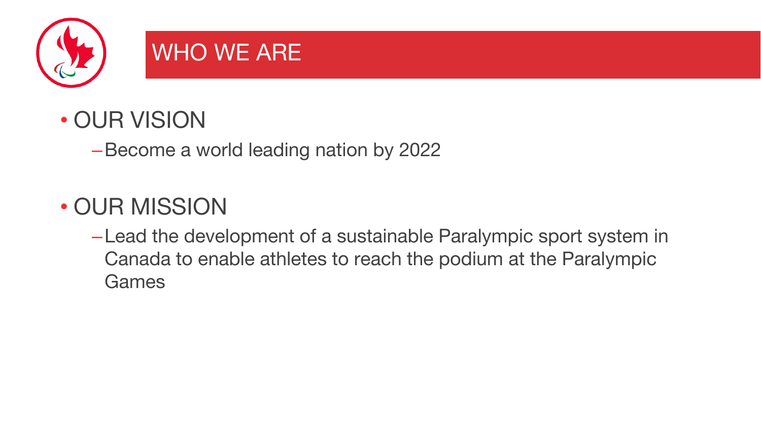# WHO WE ARE

- OUR VISION
  - Become a world leading nation by 2022

- OUR MISSION
  - Lead the development of a sustainable Paralympic sport system in Canada to enable athletes to reach the podium at the Paralympic Games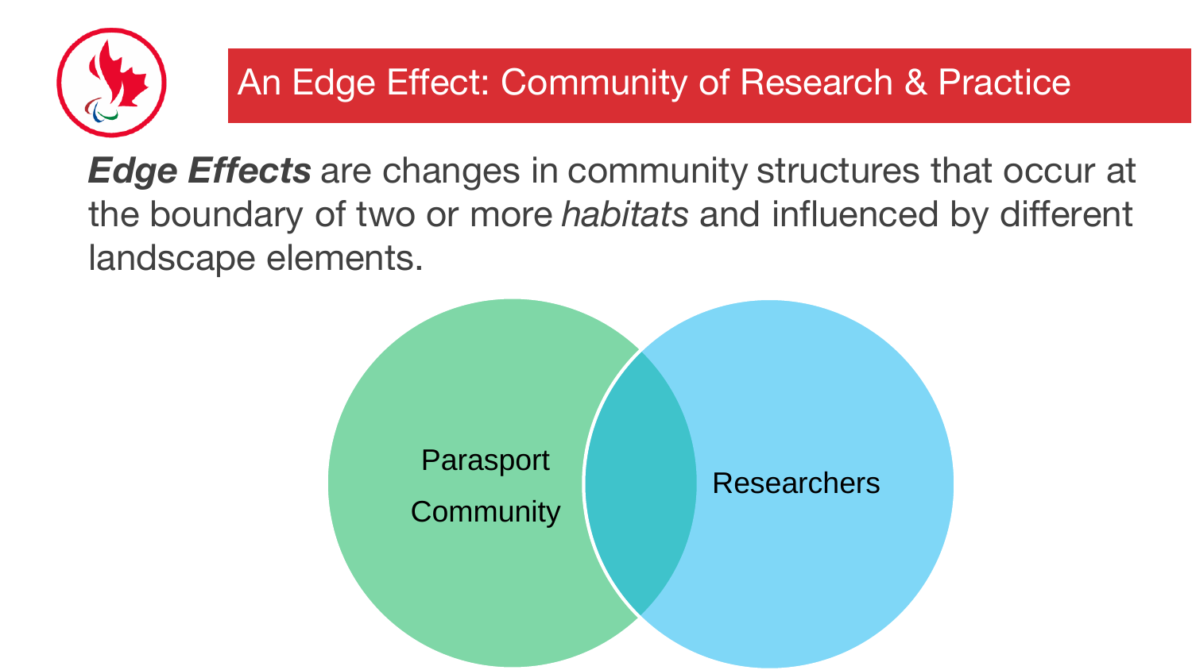# An Edge Effect: Community of Research & Practice

***Edge Effects*** are changes in community structures that occur at the boundary of two or more *habitats* and influenced by different landscape elements.

Parasport Community

Researchers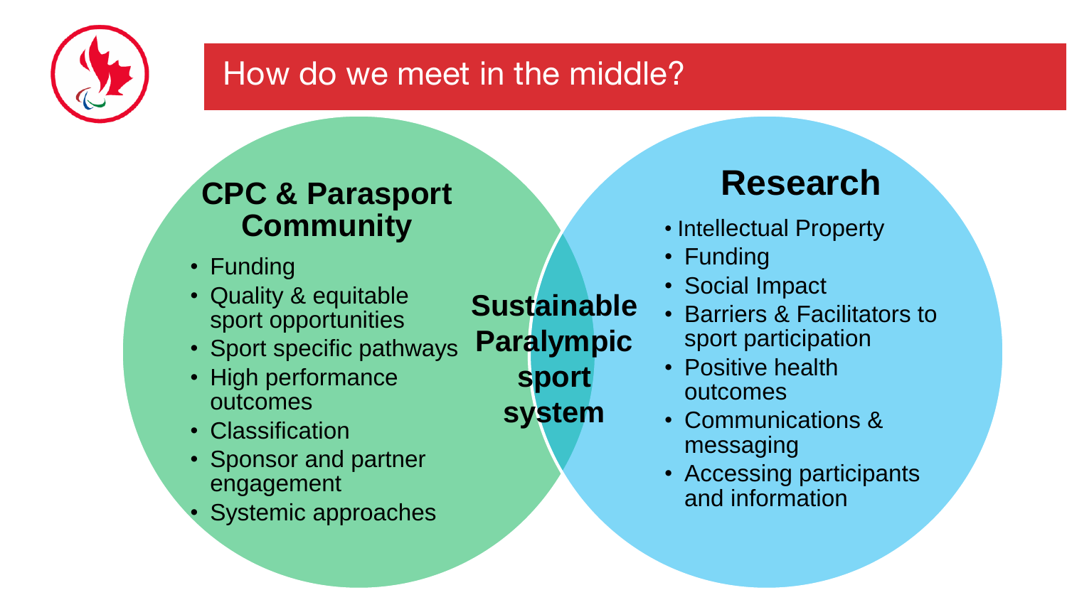# How do we meet in the middle?

## CPC & Parasport Community

- Funding
- Quality & equitable sport opportunities
- Sport specific pathways
- High performance outcomes
- Classification
- Sponsor and partner engagement
- Systemic approaches

## Sustainable Paralympic sport system

## Research

- Intellectual Property
- Funding
- Social Impact
- Barriers & Facilitators to sport participation
- Positive health outcomes
- Communications & messaging
- Accessing participants and information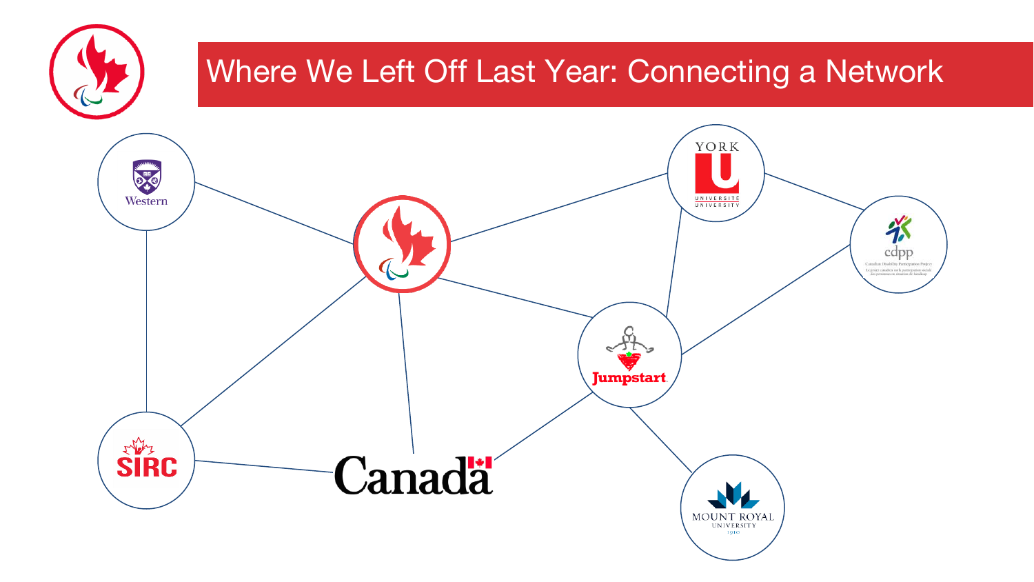# Where We Left Off Last Year: Connecting a Network

Western

YORK U UNIVERSITÉ UNIVERSITY

cdpp

Canadian Disability Participation Project

Le projet canadien sur la participation sociale des personnes en situation de handicap

Jumpstart

SIRC

Canada

MOUNT ROYAL UNIVERSITY 1910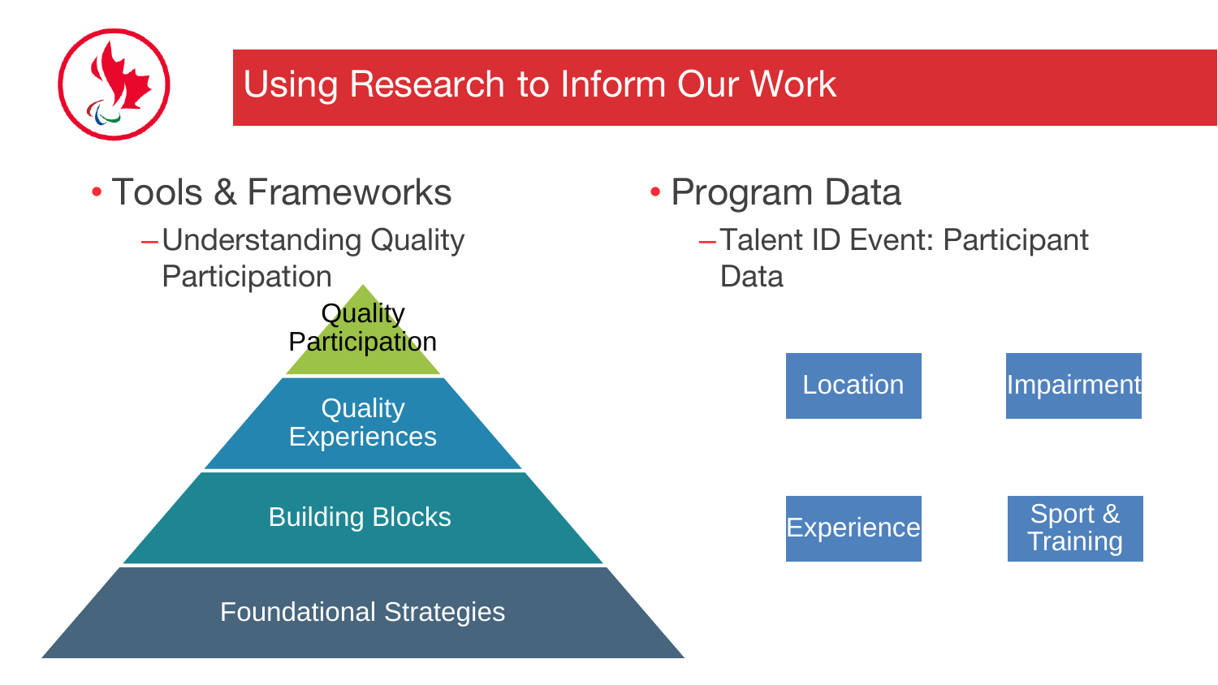# Using Research to Inform Our Work

- Tools & Frameworks
  - Understanding Quality Participation

Quality Participation

Quality Experiences

Building Blocks

Foundational Strategies

- Program Data
  - Talent ID Event: Participant Data

Location

Impairment

Experience

Sport & Training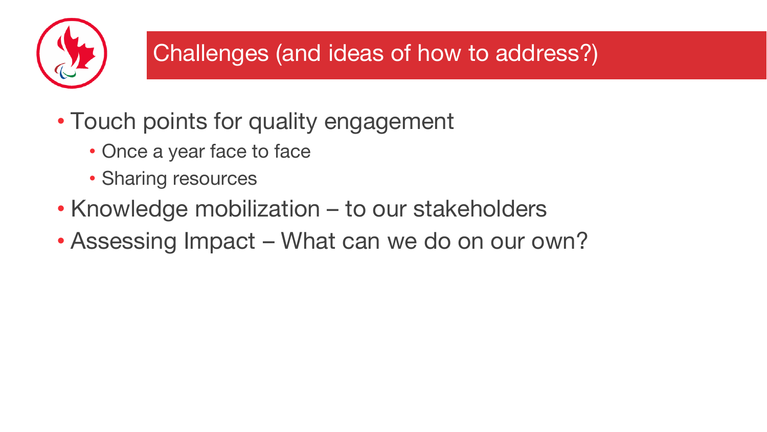# Challenges (and ideas of how to address?)

- Touch points for quality engagement
  - Once a year face to face
  - Sharing resources
- Knowledge mobilization – to our stakeholders
- Assessing Impact – What can we do on our own?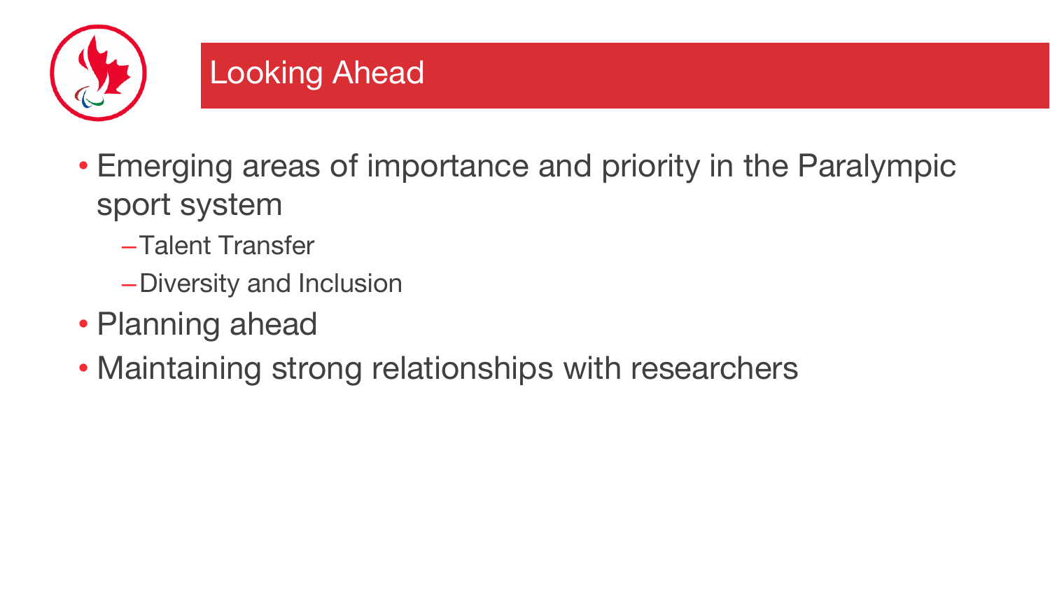# Looking Ahead

- Emerging areas of importance and priority in the Paralympic sport system
  - Talent Transfer
  - Diversity and Inclusion
- Planning ahead
- Maintaining strong relationships with researchers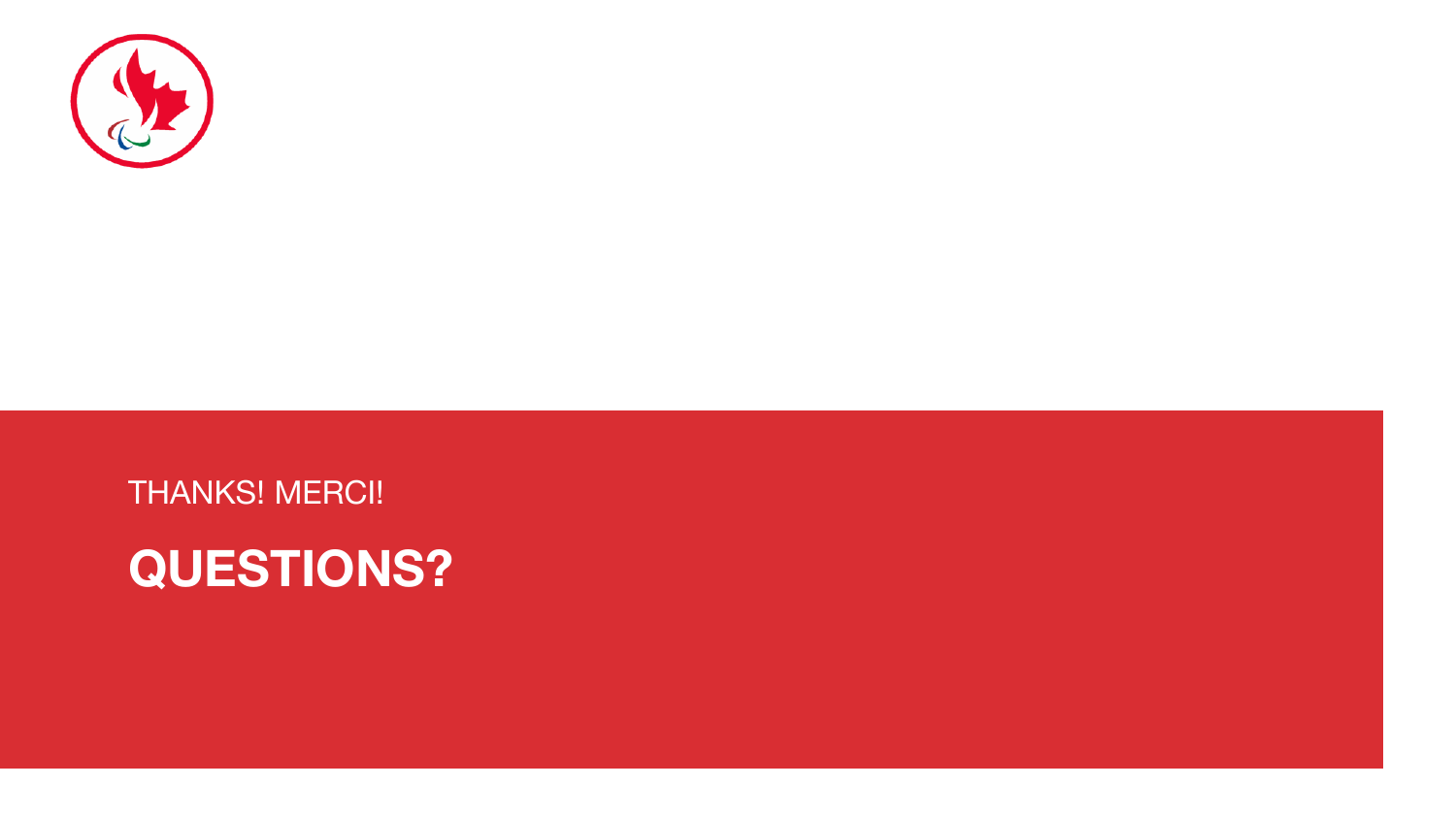THANKS! MERCI!

# QUESTIONS?